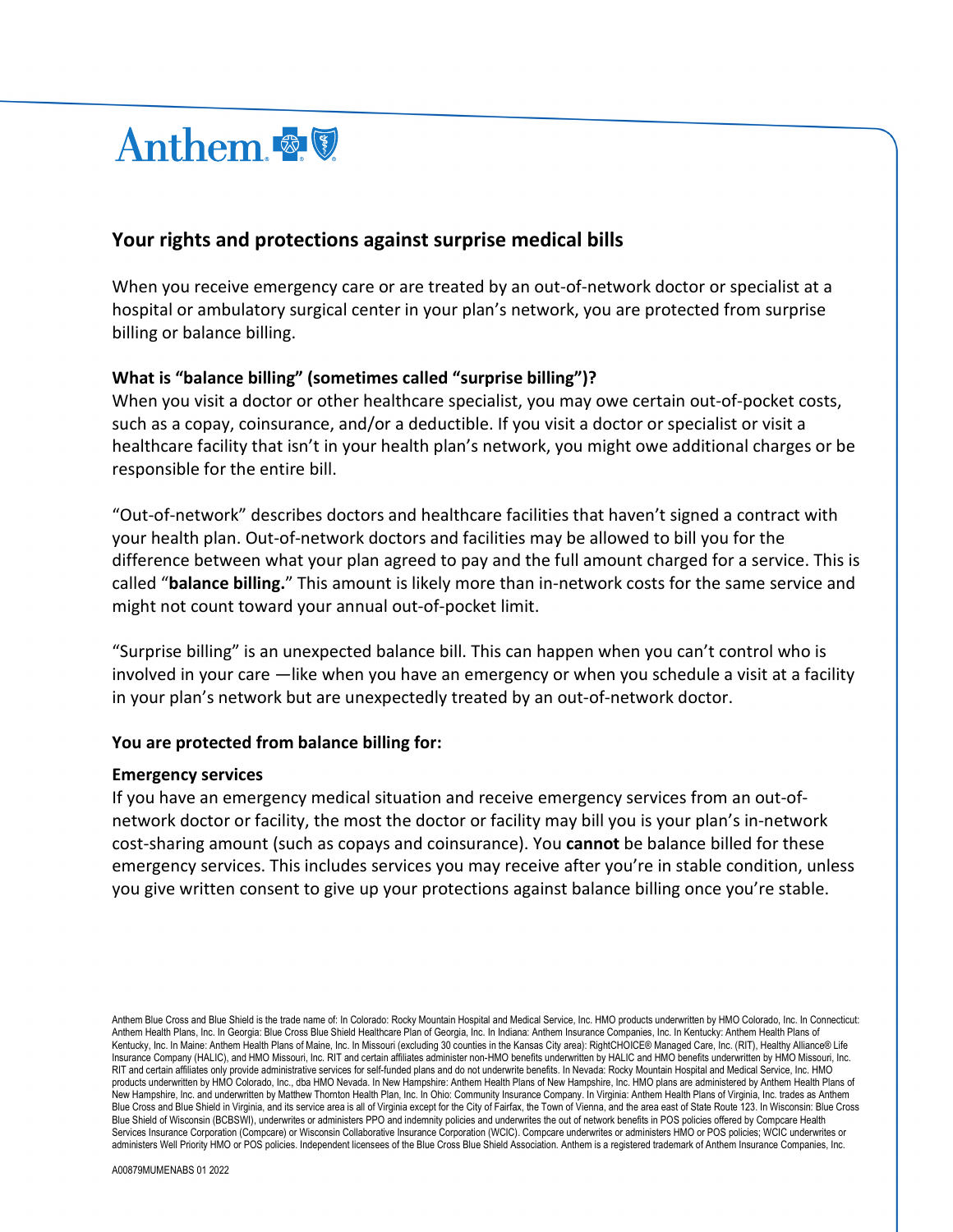Anthem

## Your rights and protections against surprise medical bills

When you receive emergency care or are treated by an out-of-network doctor or specialist at a hospital or ambulatory surgical center in your plan's network, you are protected from surprise billing or balance billing.

### What is "balance billing" (sometimes called "surprise billing")?

When you visit a doctor or other healthcare specialist, you may owe certain out-of-pocket costs, such as a copay, coinsurance, and/or a deductible. If you visit a doctor or specialist or visit a healthcare facility that isn't in your health plan's network, you might owe additional charges or be responsible for the entire bill.

"Out-of-network" describes doctors and healthcare facilities that haven't signed a contract with your health plan. Out-of-network doctors and facilities may be allowed to bill you for the difference between what your plan agreed to pay and the full amount charged for a service. This is called "**balance billing.**" This amount is likely more than in-network costs for the same service and might not count toward your annual out-of-pocket limit.

"Surprise billing" is an unexpected balance bill. This can happen when you can't control who is involved in your care —like when you have an emergency or when you schedule a visit at a facility in your plan's network but are unexpectedly treated by an out-of-network doctor.

### You are protected from balance billing for:

#### Emergency services

If you have an emergency medical situation and receive emergency services from an out-of-network doctor or facility, the most the doctor or facility may bill you is your plan's in-network cost-sharing amount (such as copays and coinsurance). You **cannot** be balance billed for these emergency services. This includes services you may receive after you're in stable condition, unless you give written consent to give up your protections against balance billing once you're stable.

Anthem Blue Cross and Blue Shield is the trade name of: In Colorado: Rocky Mountain Hospital and Medical Service, Inc. HMO products underwritten by HMO Colorado, Inc. In Connecticut: Anthem Health Plans, Inc. In Georgia: Blue Cross Blue Shield Healthcare Plan of Georgia, Inc. In Indiana: Anthem Insurance Companies, Inc. In Kentucky: Anthem Health Plans of Kentucky, Inc. In Maine: Anthem Health Plans of Maine, Inc. In Missouri (excluding 30 counties in the Kansas City area): RightCHOICE® Managed Care, Inc. (RIT), Healthy Alliance® Life Insurance Company (HALIC), and HMO Missouri, Inc. RIT and certain affiliates administer non-HMO benefits underwritten by HALIC and HMO benefits underwritten by HMO Missouri, Inc. RIT and certain affiliates only provide administrative services for self-funded plans and do not underwrite benefits. In Nevada: Rocky Mountain Hospital and Medical Service, Inc. HMO products underwritten by HMO Colorado, Inc., dba HMO Nevada. In New Hampshire: Anthem Health Plans of New Hampshire, Inc. HMO plans are administered by Anthem Health Plans of New Hampshire, Inc. and underwritten by Matthew Thornton Health Plan, Inc. In Ohio: Community Insurance Company. In Virginia: Anthem Health Plans of Virginia, Inc. trades as Anthem Blue Cross and Blue Shield in Virginia, and its service area is all of Virginia except for the City of Fairfax, the Town of Vienna, and the area east of State Route 123. In Wisconsin: Blue Cross Blue Shield of Wisconsin (BCBSWI), underwrites or administers PPO and indemnity policies and underwrites the out of network benefits in POS policies offered by Compcare Health Services Insurance Corporation (Compcare) or Wisconsin Collaborative Insurance Corporation (WCIC). Compcare underwrites or administers HMO or POS policies; WCIC underwrites or administers Well Priority HMO or POS policies. Independent licensees of the Blue Cross Blue Shield Association. Anthem is a registered trademark of Anthem Insurance Companies, Inc.

A00879MUMENABS 01 2022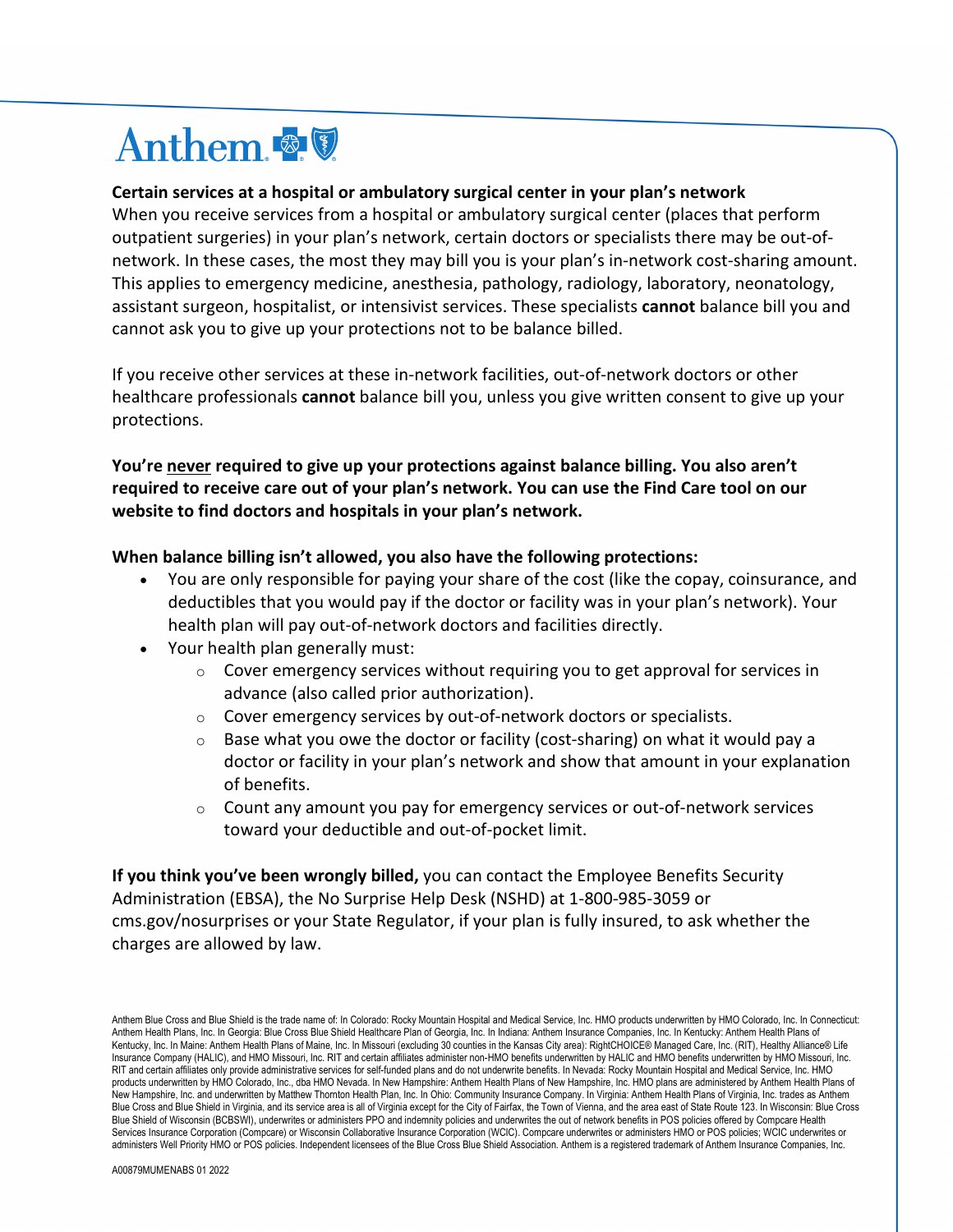Anthem

**Certain services at a hospital or ambulatory surgical center in your plan's network**

When you receive services from a hospital or ambulatory surgical center (places that perform outpatient surgeries) in your plan's network, certain doctors or specialists there may be out-of-network. In these cases, the most they may bill you is your plan's in-network cost-sharing amount. This applies to emergency medicine, anesthesia, pathology, radiology, laboratory, neonatology, assistant surgeon, hospitalist, or intensivist services. These specialists **cannot** balance bill you and cannot ask you to give up your protections not to be balance billed.

If you receive other services at these in-network facilities, out-of-network doctors or other healthcare professionals **cannot** balance bill you, unless you give written consent to give up your protections.

**You're <u>never</u> required to give up your protections against balance billing. You also aren't required to receive care out of your plan's network. You can use the Find Care tool on our website to find doctors and hospitals in your plan's network.**

**When balance billing isn't allowed, you also have the following protections:**

- You are only responsible for paying your share of the cost (like the copay, coinsurance, and deductibles that you would pay if the doctor or facility was in your plan's network). Your health plan will pay out-of-network doctors and facilities directly.
- Your health plan generally must:
  - Cover emergency services without requiring you to get approval for services in advance (also called prior authorization).
  - Cover emergency services by out-of-network doctors or specialists.
  - Base what you owe the doctor or facility (cost-sharing) on what it would pay a doctor or facility in your plan's network and show that amount in your explanation of benefits.
  - Count any amount you pay for emergency services or out-of-network services toward your deductible and out-of-pocket limit.

**If you think you've been wrongly billed,** you can contact the Employee Benefits Security Administration (EBSA), the No Surprise Help Desk (NSHD) at 1-800-985-3059 or cms.gov/nosurprises or your State Regulator, if your plan is fully insured, to ask whether the charges are allowed by law.

Anthem Blue Cross and Blue Shield is the trade name of: In Colorado: Rocky Mountain Hospital and Medical Service, Inc. HMO products underwritten by HMO Colorado, Inc. In Connecticut: Anthem Health Plans, Inc. In Georgia: Blue Cross Blue Shield Healthcare Plan of Georgia, Inc. In Indiana: Anthem Insurance Companies, Inc. In Kentucky: Anthem Health Plans of Kentucky, Inc. In Maine: Anthem Health Plans of Maine, Inc. In Missouri (excluding 30 counties in the Kansas City area): RightCHOICE® Managed Care, Inc. (RIT), Healthy Alliance® Life Insurance Company (HALIC), and HMO Missouri, Inc. RIT and certain affiliates administer non-HMO benefits underwritten by HALIC and HMO benefits underwritten by HMO Missouri, Inc. RIT and certain affiliates only provide administrative services for self-funded plans and do not underwrite benefits. In Nevada: Rocky Mountain Hospital and Medical Service, Inc. HMO products underwritten by HMO Colorado, Inc., dba HMO Nevada. In New Hampshire: Anthem Health Plans of New Hampshire, Inc. HMO plans are administered by Anthem Health Plans of New Hampshire, Inc. and underwritten by Matthew Thornton Health Plan, Inc. In Ohio: Community Insurance Company. In Virginia: Anthem Health Plans of Virginia, Inc. trades as Anthem Blue Cross and Blue Shield in Virginia, and its service area is all of Virginia except for the City of Fairfax, the Town of Vienna, and the area east of State Route 123. In Wisconsin: Blue Cross Blue Shield of Wisconsin (BCBSWI), underwrites or administers PPO and indemnity policies and underwrites the out of network benefits in POS policies offered by Compcare Health Services Insurance Corporation (Compcare) or Wisconsin Collaborative Insurance Corporation (WCIC). Compcare underwrites or administers HMO or POS policies; WCIC underwrites or administers Well Priority HMO or POS policies. Independent licensees of the Blue Cross Blue Shield Association. Anthem is a registered trademark of Anthem Insurance Companies, Inc.

A00879MUMENABS 01 2022